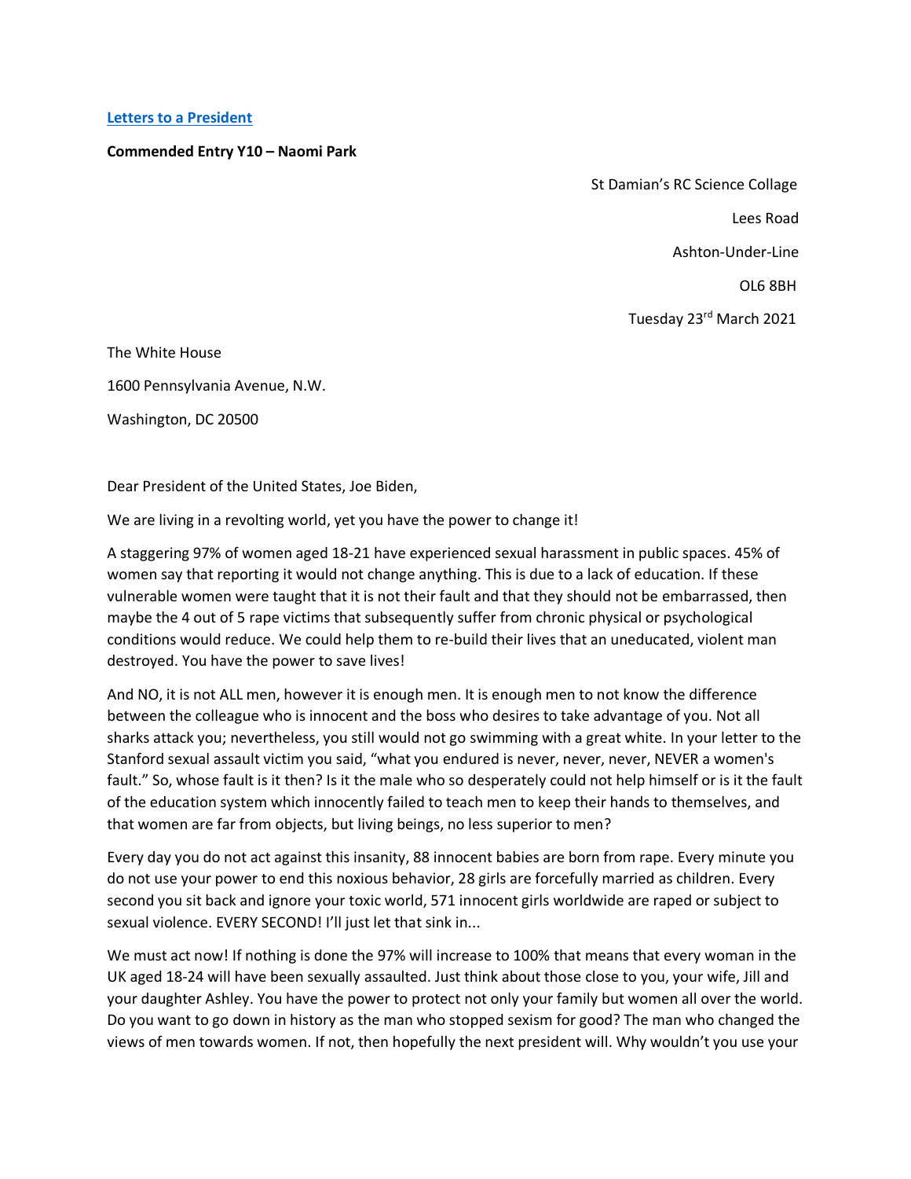**Letters to a President**

**Commended Entry Y10 – Naomi Park**

St Damian's RC Science Collage

Lees Road

Ashton-Under-Line

OL6 8BH

Tuesday 23rd March 2021

The White House

1600 Pennsylvania Avenue, N.W.

Washington, DC 20500

Dear President of the United States, Joe Biden,

We are living in a revolting world, yet you have the power to change it!

A staggering 97% of women aged 18-21 have experienced sexual harassment in public spaces. 45% of women say that reporting it would not change anything. This is due to a lack of education. If these vulnerable women were taught that it is not their fault and that they should not be embarrassed, then maybe the 4 out of 5 rape victims that subsequently suffer from chronic physical or psychological conditions would reduce. We could help them to re-build their lives that an uneducated, violent man destroyed. You have the power to save lives!

And NO, it is not ALL men, however it is enough men. It is enough men to not know the difference between the colleague who is innocent and the boss who desires to take advantage of you. Not all sharks attack you; nevertheless, you still would not go swimming with a great white. In your letter to the Stanford sexual assault victim you said, "what you endured is never, never, never, NEVER a women's fault." So, whose fault is it then? Is it the male who so desperately could not help himself or is it the fault of the education system which innocently failed to teach men to keep their hands to themselves, and that women are far from objects, but living beings, no less superior to men?

Every day you do not act against this insanity, 88 innocent babies are born from rape. Every minute you do not use your power to end this noxious behavior, 28 girls are forcefully married as children. Every second you sit back and ignore your toxic world, 571 innocent girls worldwide are raped or subject to sexual violence. EVERY SECOND! I'll just let that sink in...

We must act now! If nothing is done the 97% will increase to 100% that means that every woman in the UK aged 18-24 will have been sexually assaulted. Just think about those close to you, your wife, Jill and your daughter Ashley. You have the power to protect not only your family but women all over the world. Do you want to go down in history as the man who stopped sexism for good? The man who changed the views of men towards women. If not, then hopefully the next president will. Why wouldn't you use your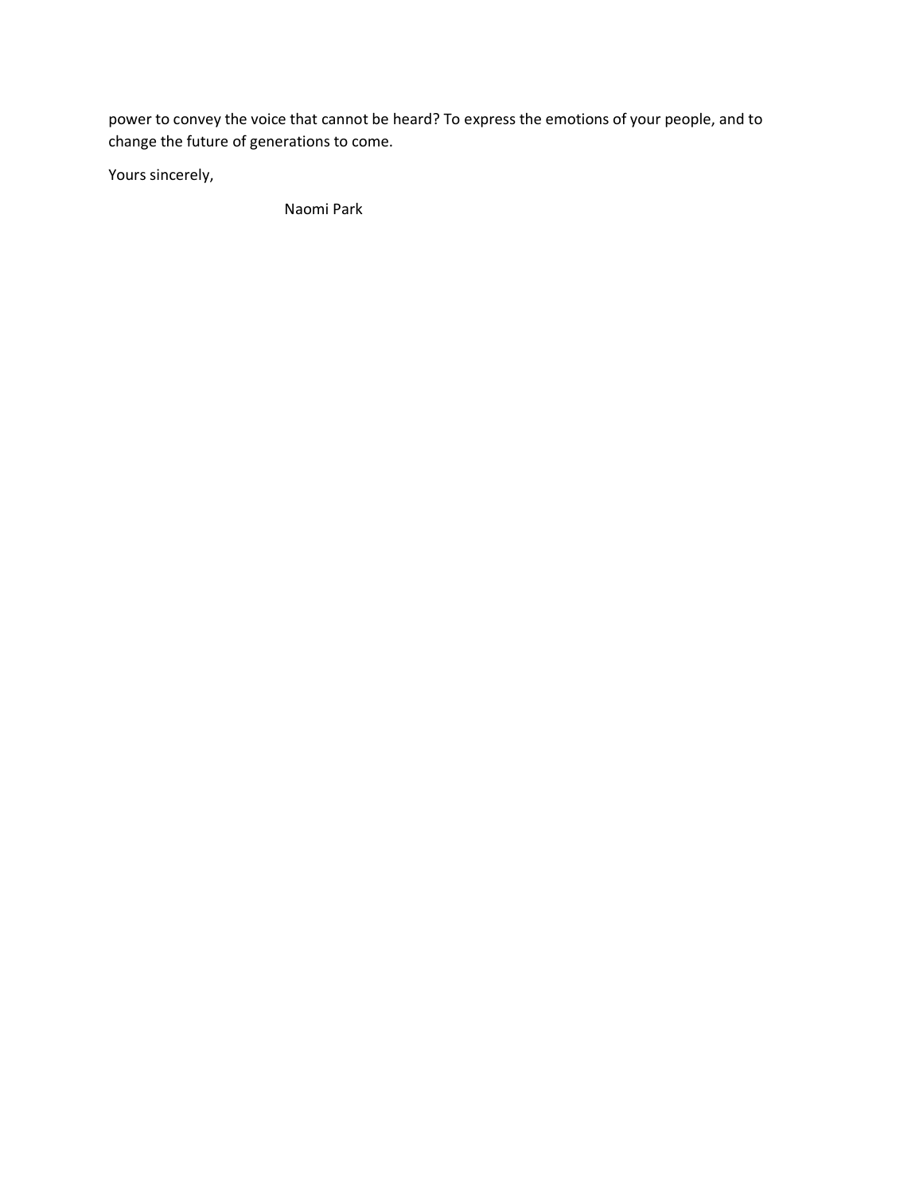power to convey the voice that cannot be heard? To express the emotions of your people, and to change the future of generations to come.

Yours sincerely,

Naomi Park